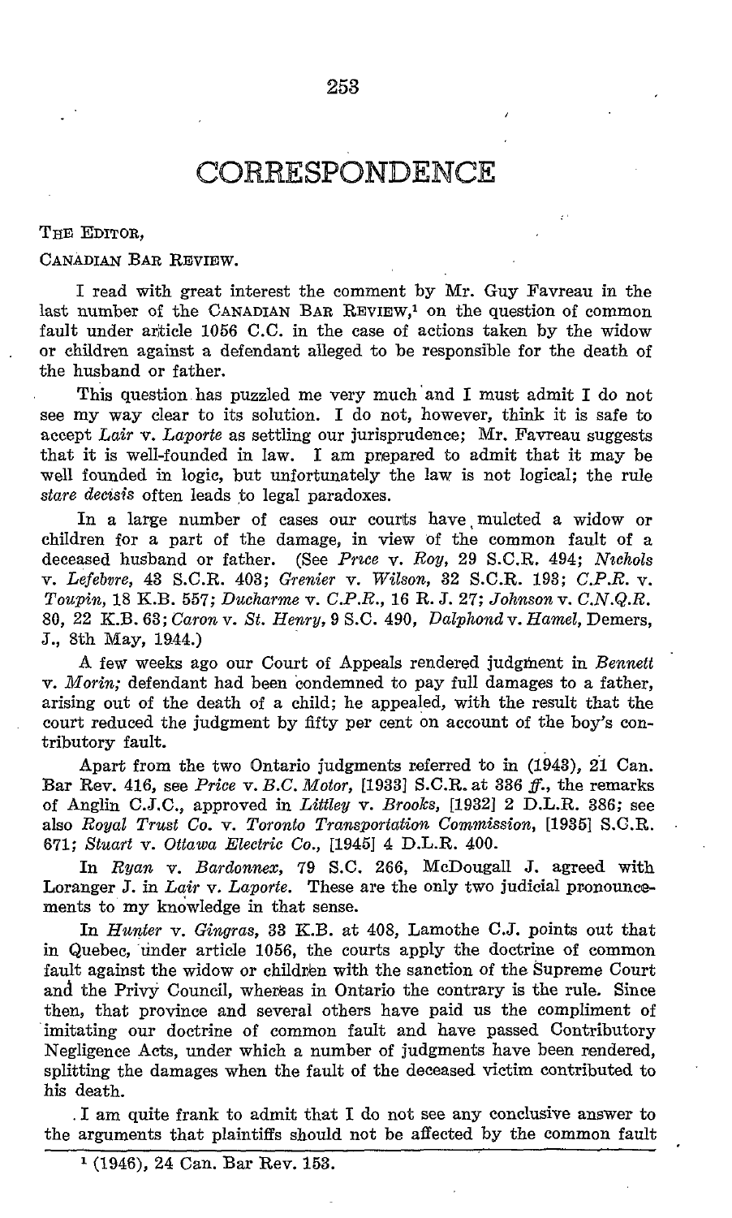# CORRESPONDENCE

THE EDITOR,

CANADIAN BAR REVIEW.

I read with great interest the comment by Mr. Guy Favreau in the last number of the CANADIAN BAR REVIEW,[1] on the question of common fault under article 1056 C.C. in the case of actions taken by the widow or children against a defendant alleged to be responsible for the death of the husband or father.

This question has puzzled me very much and I must admit I do not see my way clear to its solution. I do not, however, think it is safe to accept *Lair* v. *Laporte* as settling our jurisprudence; Mr. Favreau suggests that it is well-founded in law. I am prepared to admit that it may be well founded in logic, but unfortunately the law is not logical; the rule *stare decisis* often leads to legal paradoxes.

In a large number of cases our courts have mulcted a widow or children for a part of the damage, in view of the common fault of a deceased husband or father. (See *Price* v. *Roy*, 29 S.C.R. 494; *Nichols* v. *Lefebvre*, 43 S.C.R. 403; *Grenier* v. *Wilson*, 32 S.C.R. 193; *C.P.R.* v. *Toupin*, 18 K.B. 557; *Ducharme* v. *C.P.R.*, 16 R. J. 27; *Johnson* v. *C.N.Q.R.* 80, 22 K.B. 63; *Caron* v. *St. Henry*, 9 S.C. 490, *Dalphond* v. *Hamel*, Demers, J., 8th May, 1944.)

A few weeks ago our Court of Appeals rendered judgment in *Bennett* v. *Morin;* defendant had been condemned to pay full damages to a father, arising out of the death of a child; he appealed, with the result that the court reduced the judgment by fifty per cent on account of the boy's contributory fault.

Apart from the two Ontario judgments referred to in (1943), 21 Can. Bar Rev. 416, see *Price* v. *B.C. Motor*, [1933] S.C.R. at 336 *ff.*, the remarks of Anglin C.J.C., approved in *Littley* v. *Brooks*, [1932] 2 D.L.R. 386; see also *Royal Trust Co.* v. *Toronto Transportation Commission*, [1935] S.C.R. 671; *Stuart* v. *Ottawa Electric Co.*, [1945] 4 D.L.R. 400.

In *Ryan* v. *Bardonnex*, 79 S.C. 266, McDougall J. agreed with Loranger J. in *Lair* v. *Laporte*. These are the only two judicial pronouncements to my knowledge in that sense.

In *Hunter* v. *Gingras*, 33 K.B. at 408, Lamothe C.J. points out that in Quebec, under article 1056, the courts apply the doctrine of common fault against the widow or children with the sanction of the Supreme Court and the Privy Council, whereas in Ontario the contrary is the rule. Since then, that province and several others have paid us the compliment of imitating our doctrine of common fault and have passed Contributory Negligence Acts, under which a number of judgments have been rendered, splitting the damages when the fault of the deceased victim contributed to his death.

I am quite frank to admit that I do not see any conclusive answer to the arguments that plaintiffs should not be affected by the common fault

[1] (1946), 24 Can. Bar Rev. 153.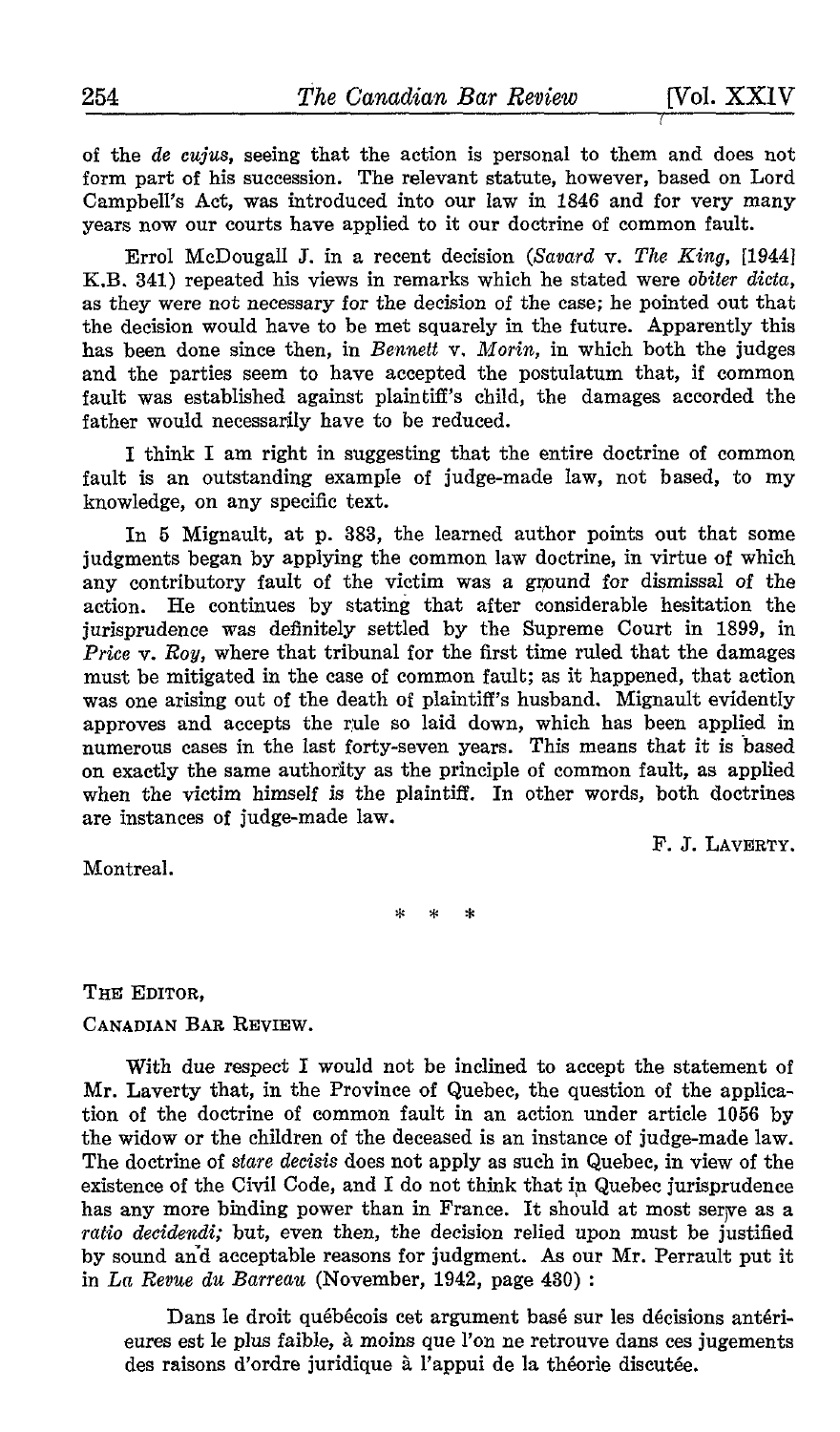of the *de cujus*, seeing that the action is personal to them and does not form part of his succession. The relevant statute, however, based on Lord Campbell's Act, was introduced into our law in 1846 and for very many years now our courts have applied to it our doctrine of common fault.

Errol McDougall J. in a recent decision (*Savard* v. *The King*, [1944] K.B. 341) repeated his views in remarks which he stated were *obiter dicta*, as they were not necessary for the decision of the case; he pointed out that the decision would have to be met squarely in the future. Apparently this has been done since then, in *Bennett* v. *Morin*, in which both the judges and the parties seem to have accepted the postulatum that, if common fault was established against plaintiff's child, the damages accorded the father would necessarily have to be reduced.

I think I am right in suggesting that the entire doctrine of common fault is an outstanding example of judge-made law, not based, to my knowledge, on any specific text.

In 5 Mignault, at p. 383, the learned author points out that some judgments began by applying the common law doctrine, in virtue of which any contributory fault of the victim was a ground for dismissal of the action. He continues by stating that after considerable hesitation the jurisprudence was definitely settled by the Supreme Court in 1899, in *Price* v. *Roy*, where that tribunal for the first time ruled that the damages must be mitigated in the case of common fault; as it happened, that action was one arising out of the death of plaintiff's husband. Mignault evidently approves and accepts the rule so laid down, which has been applied in numerous cases in the last forty-seven years. This means that it is based on exactly the same authority as the principle of common fault, as applied when the victim himself is the plaintiff. In other words, both doctrines are instances of judge-made law.

F. J. LAVERTY.

Montreal.

\* \* \*

THE EDITOR,

CANADIAN BAR REVIEW.

With due respect I would not be inclined to accept the statement of Mr. Laverty that, in the Province of Quebec, the question of the application of the doctrine of common fault in an action under article 1056 by the widow or the children of the deceased is an instance of judge-made law. The doctrine of *stare decisis* does not apply as such in Quebec, in view of the existence of the Civil Code, and I do not think that in Quebec jurisprudence has any more binding power than in France. It should at most serve as a *ratio decidendi;* but, even then, the decision relied upon must be justified by sound and acceptable reasons for judgment. As our Mr. Perrault put it in *La Revue du Barreau* (November, 1942, page 430) :

> Dans le droit québécois cet argument basé sur les décisions antérieures est le plus faible, à moins que l'on ne retrouve dans ces jugements des raisons d'ordre juridique à l'appui de la théorie discutée.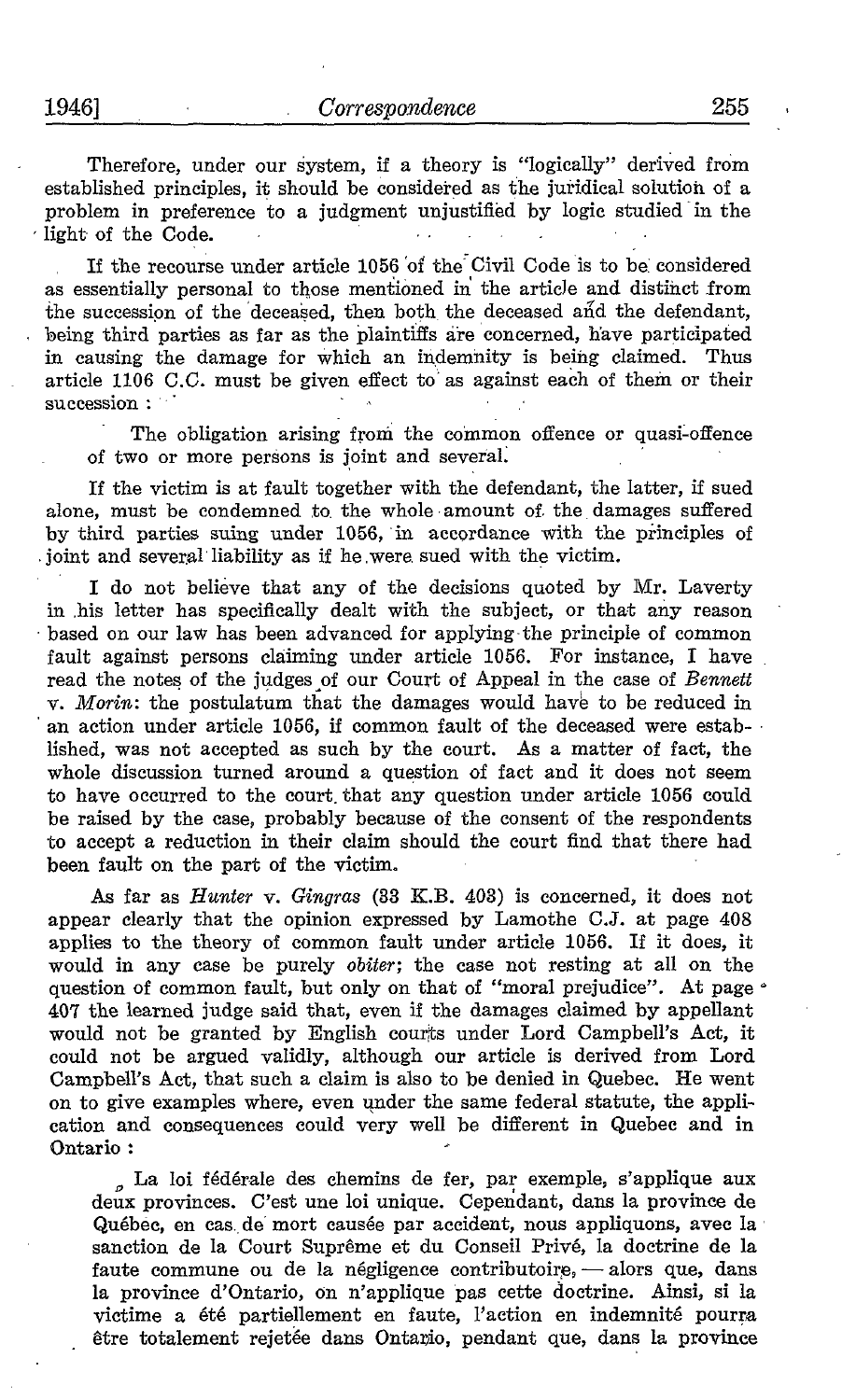Therefore, under our system, if a theory is "logically" derived from established principles, it should be considered as the juridical solution of a problem in preference to a judgment unjustified by logic studied in the light of the Code.

If the recourse under article 1056 of the Civil Code is to be considered as essentially personal to those mentioned in the article and distinct from the succession of the deceased, then both the deceased and the defendant, being third parties as far as the plaintiffs are concerned, have participated in causing the damage for which an indemnity is being claimed. Thus article 1106 C.C. must be given effect to as against each of them or their succession :

> The obligation arising from the common offence or quasi-offence of two or more persons is joint and several.

If the victim is at fault together with the defendant, the latter, if sued alone, must be condemned to the whole amount of the damages suffered by third parties suing under 1056, in accordance with the principles of joint and several liability as if he were sued with the victim.

I do not believe that any of the decisions quoted by Mr. Laverty in his letter has specifically dealt with the subject, or that any reason based on our law has been advanced for applying the principle of common fault against persons claiming under article 1056. For instance, I have read the notes of the judges of our Court of Appeal in the case of *Bennett* v. *Morin*: the postulatum that the damages would have to be reduced in an action under article 1056, if common fault of the deceased were established, was not accepted as such by the court. As a matter of fact, the whole discussion turned around a question of fact and it does not seem to have occurred to the court that any question under article 1056 could be raised by the case, probably because of the consent of the respondents to accept a reduction in their claim should the court find that there had been fault on the part of the victim.

As far as *Hunter* v. *Gingras* (33 K.B. 403) is concerned, it does not appear clearly that the opinion expressed by Lamothe C.J. at page 408 applies to the theory of common fault under article 1056. If it does, it would in any case be purely *obiter*; the case not resting at all on the question of common fault, but only on that of "moral prejudice". At page 407 the learned judge said that, even if the damages claimed by appellant would not be granted by English courts under Lord Campbell's Act, it could not be argued validly, although our article is derived from Lord Campbell's Act, that such a claim is also to be denied in Quebec. He went on to give examples where, even under the same federal statute, the application and consequences could very well be different in Quebec and in Ontario :

> La loi fédérale des chemins de fer, par exemple, s'applique aux deux provinces. C'est une loi unique. Cependant, dans la province de Québec, en cas de mort causée par accident, nous appliquons, avec la sanction de la Court Suprême et du Conseil Privé, la doctrine de la faute commune ou de la négligence contributoire, — alors que, dans la province d'Ontario, on n'applique pas cette doctrine. Ainsi, si la victime a été partiellement en faute, l'action en indemnité pourra être totalement rejetée dans Ontario, pendant que, dans la province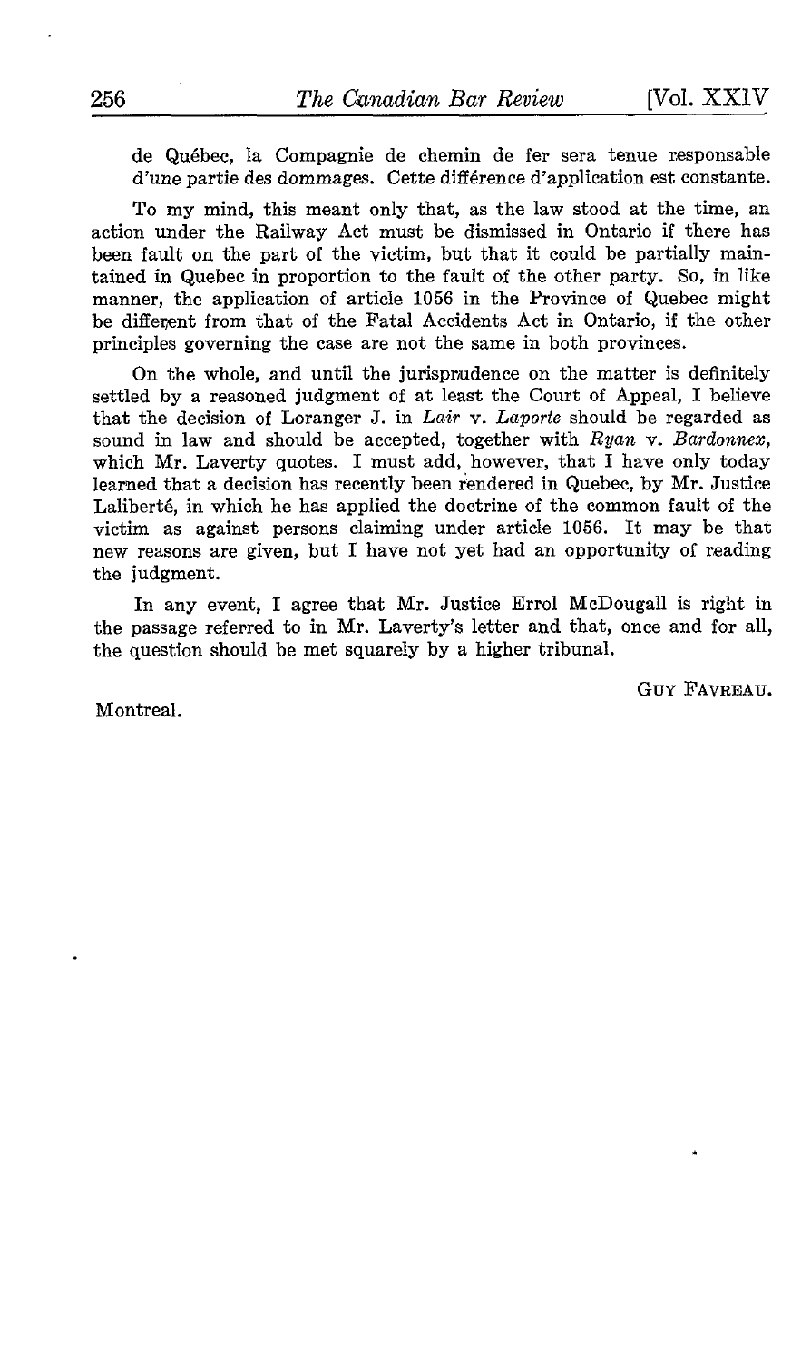de Québec, la Compagnie de chemin de fer sera tenue responsable d'une partie des dommages. Cette différence d'application est constante.

To my mind, this meant only that, as the law stood at the time, an action under the Railway Act must be dismissed in Ontario if there has been fault on the part of the victim, but that it could be partially maintained in Quebec in proportion to the fault of the other party. So, in like manner, the application of article 1056 in the Province of Quebec might be different from that of the Fatal Accidents Act in Ontario, if the other principles governing the case are not the same in both provinces.

On the whole, and until the jurisprudence on the matter is definitely settled by a reasoned judgment of at least the Court of Appeal, I believe that the decision of Loranger J. in *Lair* v. *Laporte* should be regarded as sound in law and should be accepted, together with *Ryan* v. *Bardonnex*, which Mr. Laverty quotes. I must add, however, that I have only today learned that a decision has recently been rendered in Quebec, by Mr. Justice Laliberté, in which he has applied the doctrine of the common fault of the victim as against persons claiming under article 1056. It may be that new reasons are given, but I have not yet had an opportunity of reading the judgment.

In any event, I agree that Mr. Justice Errol McDougall is right in the passage referred to in Mr. Laverty's letter and that, once and for all, the question should be met squarely by a higher tribunal.

GUY FAVREAU.

Montreal.